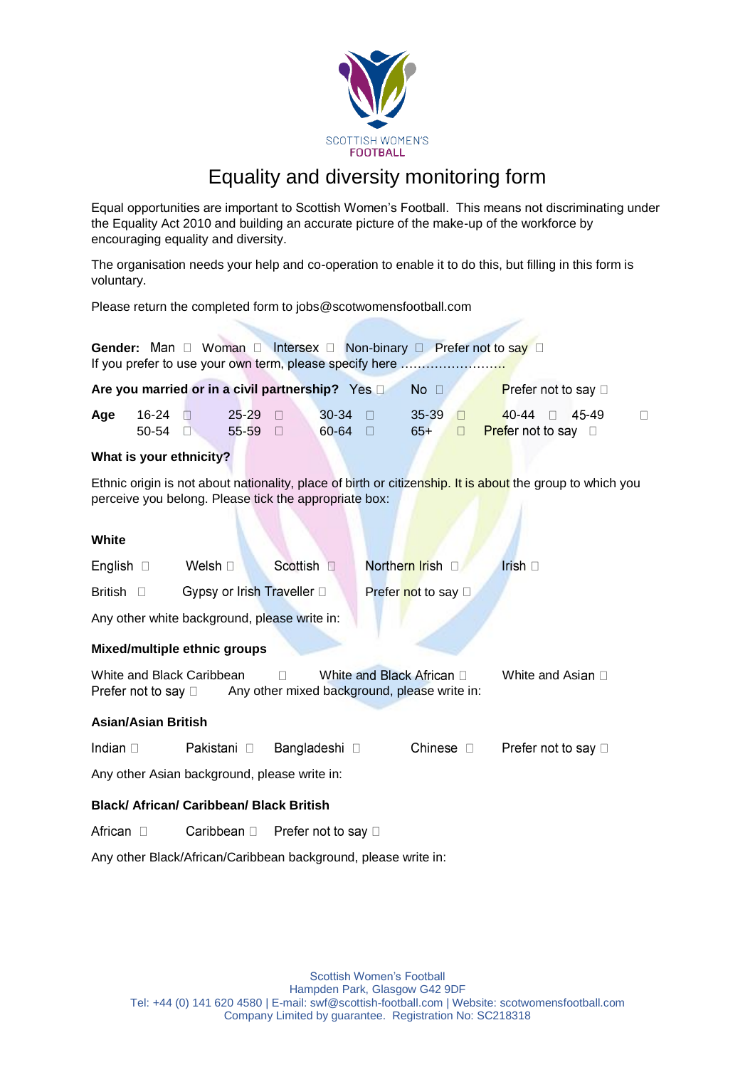SCOTTISH WOMEN'S FOOTBALL

# Equality and diversity monitoring form

Equal opportunities are important to Scottish Women's Football. This means not discriminating under the Equality Act 2010 and building an accurate picture of the make-up of the workforce by encouraging equality and diversity.

The organisation needs your help and co-operation to enable it to do this, but filling in this form is voluntary.

Please return the completed form to jobs@scotwomensfootball.com

**Gender:** Man ☐ Woman ☐ Intersex ☐ Non-binary ☐ Prefer not to say ☐
If you prefer to use your own term, please specify here ……………………..

**Are you married or in a civil partnership?** Yes ☐ No ☐ Prefer not to say ☐

**Age** 16-24 ☐ 25-29 ☐ 30-34 ☐ 35-39 ☐ 40-44 ☐ 45-49 ☐
50-54 ☐ 55-59 ☐ 60-64 ☐ 65+ ☐ Prefer not to say ☐

**What is your ethnicity?**

Ethnic origin is not about nationality, place of birth or citizenship. It is about the group to which you perceive you belong. Please tick the appropriate box:

**White**

English ☐ Welsh ☐ Scottish ☐ Northern Irish ☐ Irish ☐

British ☐ Gypsy or Irish Traveller ☐ Prefer not to say ☐

Any other white background, please write in:

**Mixed/multiple ethnic groups**

White and Black Caribbean ☐ White and Black African ☐ White and Asian ☐
Prefer not to say ☐ Any other mixed background, please write in:

**Asian/Asian British**

Indian ☐ Pakistani ☐ Bangladeshi ☐ Chinese ☐ Prefer not to say ☐

Any other Asian background, please write in:

**Black/ African/ Caribbean/ Black British**

African ☐ Caribbean ☐ Prefer not to say ☐

Any other Black/African/Caribbean background, please write in:

Scottish Women's Football
Hampden Park, Glasgow G42 9DF
Tel: +44 (0) 141 620 4580 | E-mail: swf@scottish-football.com | Website: scotwomensfootball.com
Company Limited by guarantee. Registration No: SC218318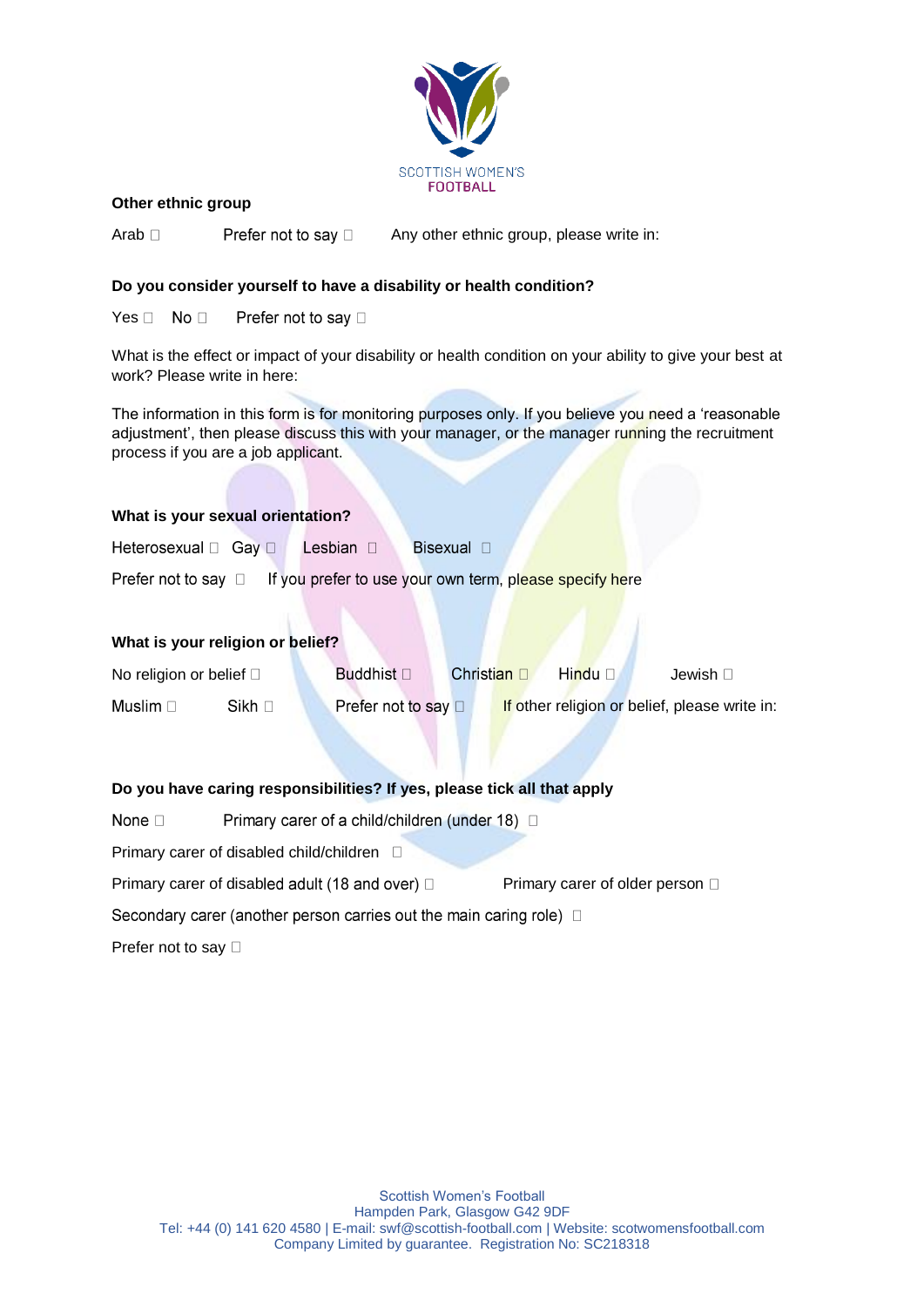**Other ethnic group**

Arab ☐ Prefer not to say ☐ Any other ethnic group, please write in:

**Do you consider yourself to have a disability or health condition?**

Yes ☐ No ☐ Prefer not to say ☐

What is the effect or impact of your disability or health condition on your ability to give your best at work? Please write in here:

The information in this form is for monitoring purposes only. If you believe you need a 'reasonable adjustment', then please discuss this with your manager, or the manager running the recruitment process if you are a job applicant.

**What is your sexual orientation?**

Heterosexual ☐ Gay ☐ Lesbian ☐ Bisexual ☐

Prefer not to say ☐ If you prefer to use your own term, please specify here

**What is your religion or belief?**

No religion or belief ☐ Buddhist ☐ Christian ☐ Hindu ☐ Jewish ☐

Muslim ☐ Sikh ☐ Prefer not to say ☐ If other religion or belief, please write in:

**Do you have caring responsibilities? If yes, please tick all that apply**

None ☐ Primary carer of a child/children (under 18) ☐

Primary carer of disabled child/children ☐

Primary carer of disabled adult (18 and over) ☐ Primary carer of older person ☐

Secondary carer (another person carries out the main caring role) ☐

Prefer not to say ☐

Scottish Women's Football
Hampden Park, Glasgow G42 9DF
Tel: +44 (0) 141 620 4580 | E-mail: swf@scottish-football.com | Website: scotwomensfootball.com
Company Limited by guarantee. Registration No: SC218318